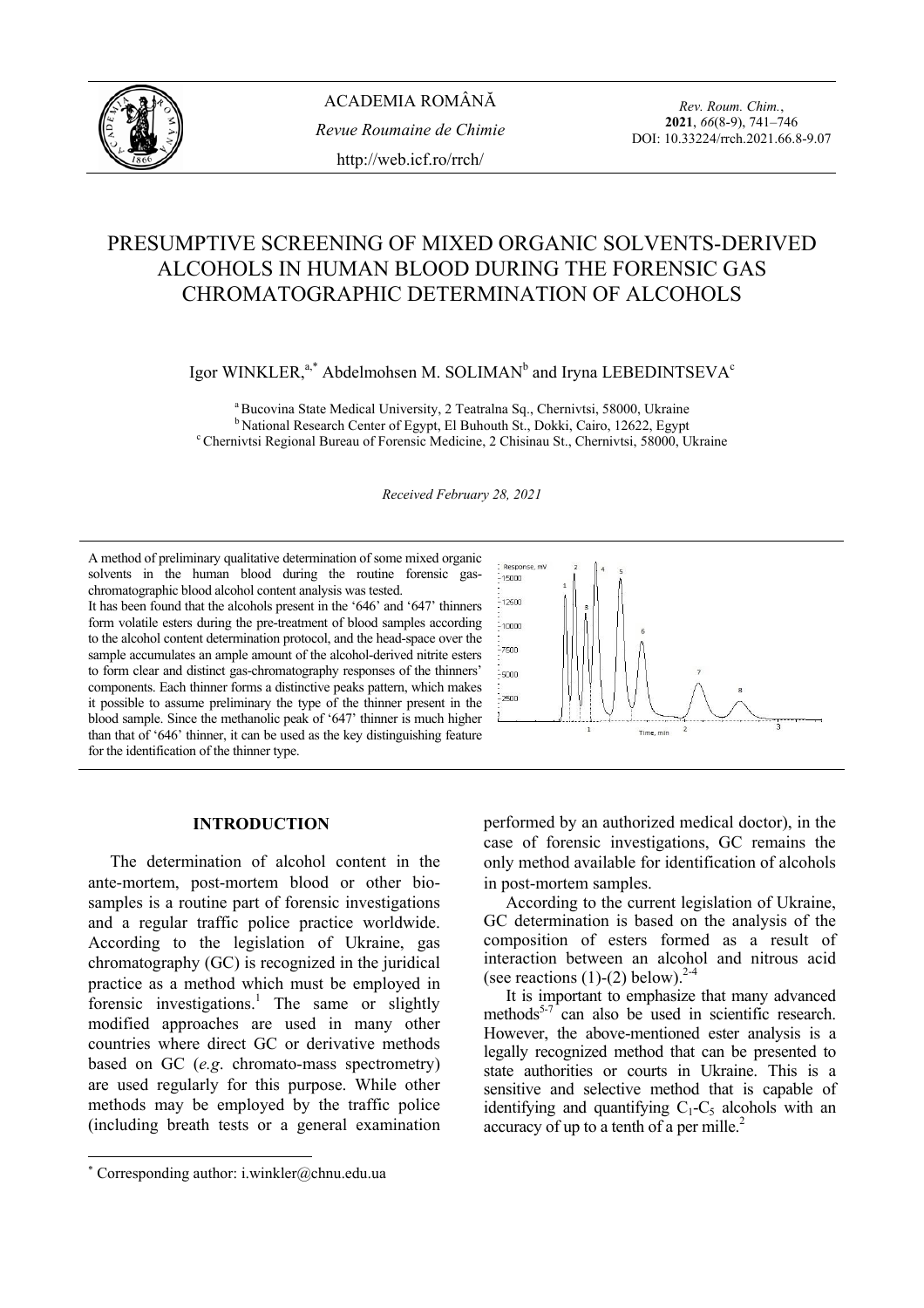# PRESUMPTIVE SCREENING OF MIXED ORGANIC SOLVENTS-DERIVED ALCOHOLS IN HUMAN BLOOD DURING THE FORENSIC GAS CHROMATOGRAPHIC DETERMINATION OF ALCOHOLS

Igor WINKLER,[a,*] Abdelmohsen M. SOLIMAN[b] and Iryna LEBEDINTSEVA[c]

[a] Bucovina State Medical University, 2 Teatralna Sq., Chernivtsi, 58000, Ukraine
[b] National Research Center of Egypt, El Buhouth St., Dokki, Cairo, 12622, Egypt
[c] Chernivtsi Regional Bureau of Forensic Medicine, 2 Chisinau St., Chernivtsi, 58000, Ukraine

*Received February 28, 2021*

A method of preliminary qualitative determination of some mixed organic solvents in the human blood during the routine forensic gas-chromatographic blood alcohol content analysis was tested.

It has been found that the alcohols present in the '646' and '647' thinners form volatile esters during the pre-treatment of blood samples according to the alcohol content determination protocol, and the head-space over the sample accumulates an ample amount of the alcohol-derived nitrite esters to form clear and distinct gas-chromatography responses of the thinners' components. Each thinner forms a distinctive peaks pattern, which makes it possible to assume preliminary the type of the thinner present in the blood sample. Since the methanolic peak of '647' thinner is much higher than that of '646' thinner, it can be used as the key distinguishing feature for the identification of the thinner type.

## INTRODUCTION

The determination of alcohol content in the ante-mortem, post-mortem blood or other bio-samples is a routine part of forensic investigations and a regular traffic police practice worldwide. According to the legislation of Ukraine, gas chromatography (GC) is recognized in the juridical practice as a method which must be employed in forensic investigations.[1] The same or slightly modified approaches are used in many other countries where direct GC or derivative methods based on GC (*e.g.* chromato-mass spectrometry) are used regularly for this purpose. While other methods may be employed by the traffic police (including breath tests or a general examination performed by an authorized medical doctor), in the case of forensic investigations, GC remains the only method available for identification of alcohols in post-mortem samples.

According to the current legislation of Ukraine, GC determination is based on the analysis of the composition of esters formed as a result of interaction between an alcohol and nitrous acid (see reactions (1)-(2) below).[2-4]

It is important to emphasize that many advanced methods[5-7] can also be used in scientific research. However, the above-mentioned ester analysis is a legally recognized method that can be presented to state authorities or courts in Ukraine. This is a sensitive and selective method that is capable of identifying and quantifying $C_1$-$C_5$ alcohols with an accuracy of up to a tenth of a per mille.[2]

* Corresponding author: i.winkler@chnu.edu.ua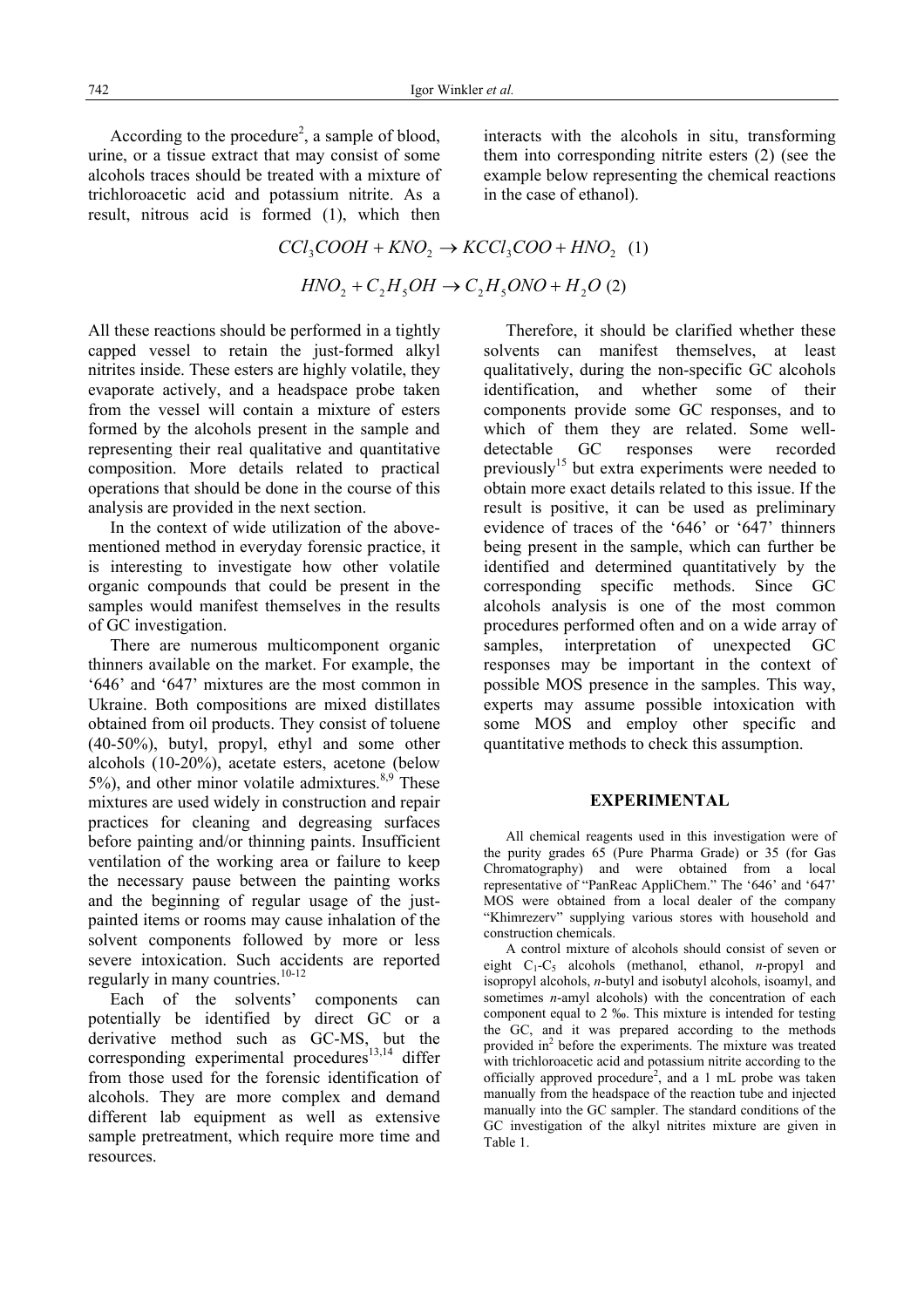According to the procedure[2], a sample of blood, urine, or a tissue extract that may consist of some alcohols traces should be treated with a mixture of trichloroacetic acid and potassium nitrite. As a result, nitrous acid is formed (1), which then interacts with the alcohols in situ, transforming them into corresponding nitrite esters (2) (see the example below representing the chemical reactions in the case of ethanol).

$$CCl_3COOH + KNO_2 \rightarrow KCCl_3COO + HNO_2 \quad (1)$$

$$HNO_2 + C_2H_5OH \rightarrow C_2H_5ONO + H_2O \quad (2)$$

All these reactions should be performed in a tightly capped vessel to retain the just-formed alkyl nitrites inside. These esters are highly volatile, they evaporate actively, and a headspace probe taken from the vessel will contain a mixture of esters formed by the alcohols present in the sample and representing their real qualitative and quantitative composition. More details related to practical operations that should be done in the course of this analysis are provided in the next section.

In the context of wide utilization of the above-mentioned method in everyday forensic practice, it is interesting to investigate how other volatile organic compounds that could be present in the samples would manifest themselves in the results of GC investigation.

There are numerous multicomponent organic thinners available on the market. For example, the '646' and '647' mixtures are the most common in Ukraine. Both compositions are mixed distillates obtained from oil products. They consist of toluene (40-50%), butyl, propyl, ethyl and some other alcohols (10-20%), acetate esters, acetone (below 5%), and other minor volatile admixtures.[8,9] These mixtures are used widely in construction and repair practices for cleaning and degreasing surfaces before painting and/or thinning paints. Insufficient ventilation of the working area or failure to keep the necessary pause between the painting works and the beginning of regular usage of the just-painted items or rooms may cause inhalation of the solvent components followed by more or less severe intoxication. Such accidents are reported regularly in many countries.[10-12]

Each of the solvents' components can potentially be identified by direct GC or a derivative method such as GC-MS, but the corresponding experimental procedures[13,14] differ from those used for the forensic identification of alcohols. They are more complex and demand different lab equipment as well as extensive sample pretreatment, which require more time and resources.

Therefore, it should be clarified whether these solvents can manifest themselves, at least qualitatively, during the non-specific GC alcohols identification, and whether some of their components provide some GC responses, and to which of them they are related. Some well-detectable GC responses were recorded previously[15] but extra experiments were needed to obtain more exact details related to this issue. If the result is positive, it can be used as preliminary evidence of traces of the '646' or '647' thinners being present in the sample, which can further be identified and determined quantitatively by the corresponding specific methods. Since GC alcohols analysis is one of the most common procedures performed often and on a wide array of samples, interpretation of unexpected GC responses may be important in the context of possible MOS presence in the samples. This way, experts may assume possible intoxication with some MOS and employ other specific and quantitative methods to check this assumption.

## EXPERIMENTAL

All chemical reagents used in this investigation were of the purity grades 65 (Pure Pharma Grade) or 35 (for Gas Chromatography) and were obtained from a local representative of "PanReac AppliChem." The '646' and '647' MOS were obtained from a local dealer of the company "Khimrezerv" supplying various stores with household and construction chemicals.

A control mixture of alcohols should consist of seven or eight $C_1$-$C_5$ alcohols (methanol, ethanol, *n*-propyl and isopropyl alcohols, *n*-butyl and isobutyl alcohols, isoamyl, and sometimes *n*-amyl alcohols) with the concentration of each component equal to 2 ‰. This mixture is intended for testing the GC, and it was prepared according to the methods provided in[2] before the experiments. The mixture was treated with trichloroacetic acid and potassium nitrite according to the officially approved procedure[2], and a 1 mL probe was taken manually from the headspace of the reaction tube and injected manually into the GC sampler. The standard conditions of the GC investigation of the alkyl nitrites mixture are given in Table 1.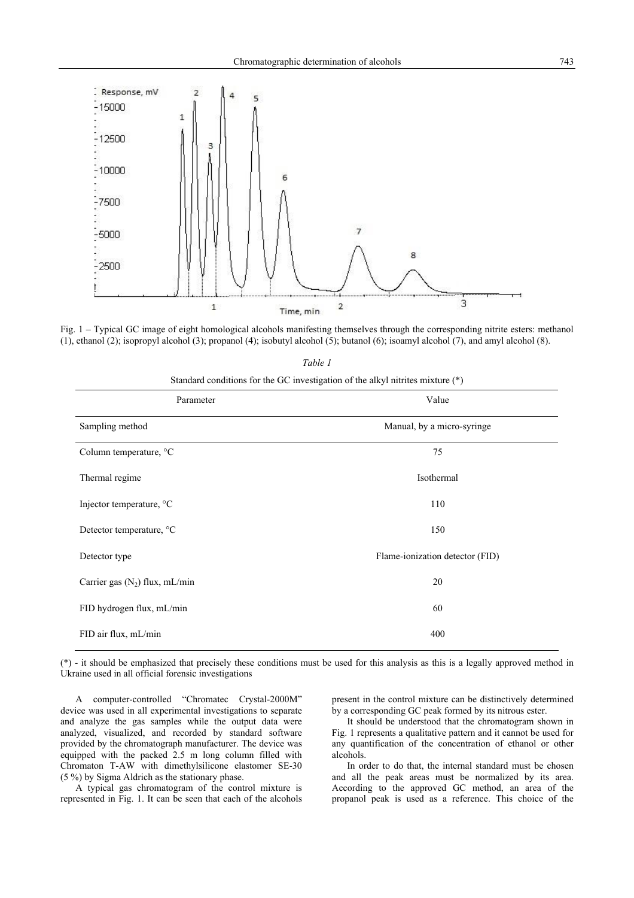Fig. 1 – Typical GC image of eight homological alcohols manifesting themselves through the corresponding nitrite esters: methanol (1), ethanol (2); isopropyl alcohol (3); propanol (4); isobutyl alcohol (5); butanol (6); isoamyl alcohol (7), and amyl alcohol (8).

*Table 1*

Standard conditions for the GC investigation of the alkyl nitrites mixture (*)

| Parameter | Value |
|---|---|
| Sampling method | Manual, by a micro-syringe |
| Column temperature, °C | 75 |
| Thermal regime | Isothermal |
| Injector temperature, °C | 110 |
| Detector temperature, °C | 150 |
| Detector type | Flame-ionization detector (FID) |
| Carrier gas ($N_2$) flux, mL/min | 20 |
| FID hydrogen flux, mL/min | 60 |
| FID air flux, mL/min | 400 |

(*) - it should be emphasized that precisely these conditions must be used for this analysis as this is a legally approved method in Ukraine used in all official forensic investigations

A computer-controlled "Chromatec Crystal-2000M" device was used in all experimental investigations to separate and analyze the gas samples while the output data were analyzed, visualized, and recorded by standard software provided by the chromatograph manufacturer. The device was equipped with the packed 2.5 m long column filled with Chromaton T-AW with dimethylsilicone elastomer SE-30 (5 %) by Sigma Aldrich as the stationary phase.

A typical gas chromatogram of the control mixture is represented in Fig. 1. It can be seen that each of the alcohols present in the control mixture can be distinctively determined by a corresponding GC peak formed by its nitrous ester.

It should be understood that the chromatogram shown in Fig. 1 represents a qualitative pattern and it cannot be used for any quantification of the concentration of ethanol or other alcohols.

In order to do that, the internal standard must be chosen and all the peak areas must be normalized by its area. According to the approved GC method, an area of the propanol peak is used as a reference. This choice of the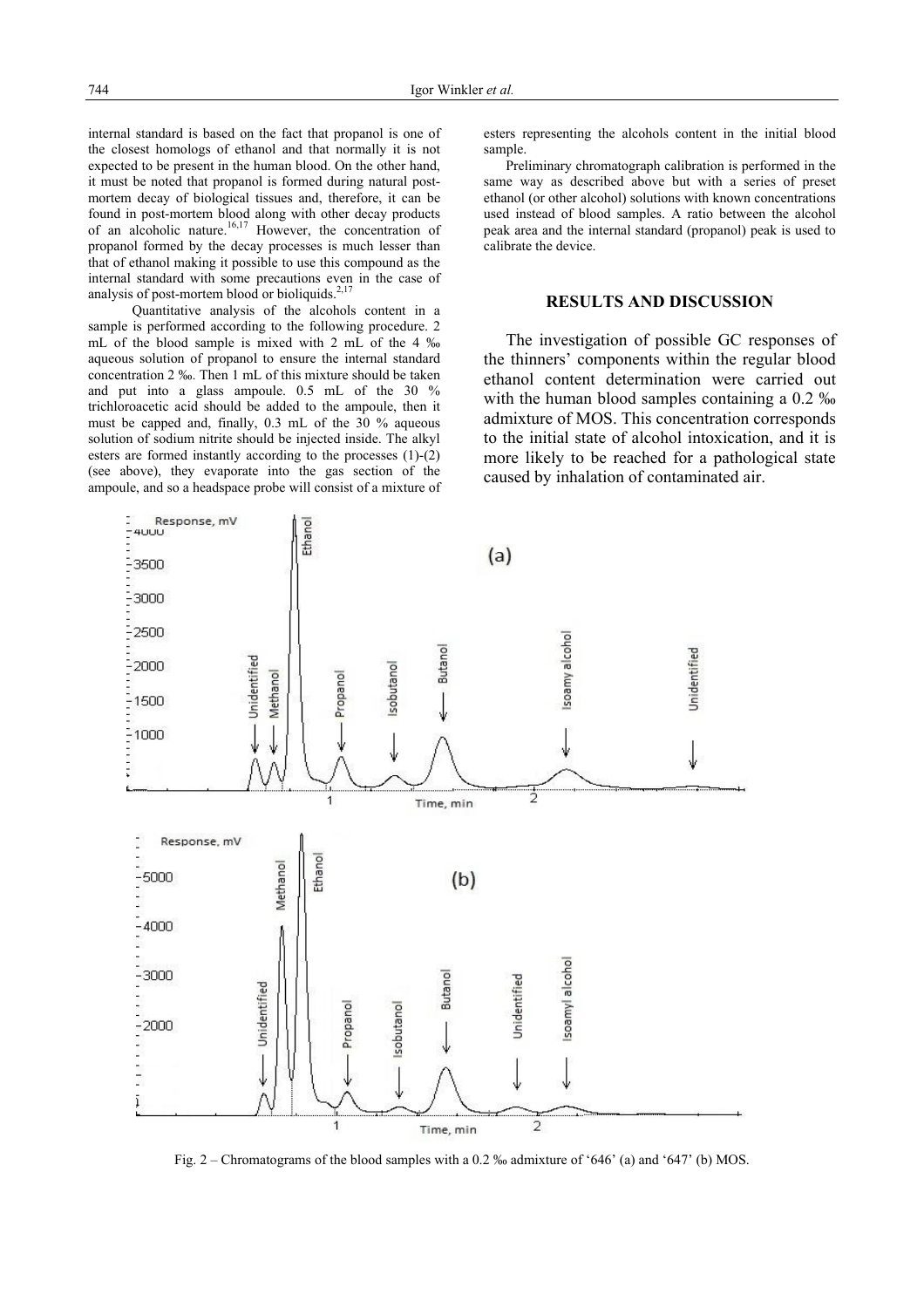internal standard is based on the fact that propanol is one of the closest homologs of ethanol and that normally it is not expected to be present in the human blood. On the other hand, it must be noted that propanol is formed during natural post-mortem decay of biological tissues and, therefore, it can be found in post-mortem blood along with other decay products of an alcoholic nature.[16,17] However, the concentration of propanol formed by the decay processes is much lesser than that of ethanol making it possible to use this compound as the internal standard with some precautions even in the case of analysis of post-mortem blood or bioliquids.[2,17]

Quantitative analysis of the alcohols content in a sample is performed according to the following procedure. 2 mL of the blood sample is mixed with 2 mL of the 4 ‰ aqueous solution of propanol to ensure the internal standard concentration 2 ‰. Then 1 mL of this mixture should be taken and put into a glass ampoule. 0.5 mL of the 30 % trichloroacetic acid should be added to the ampoule, then it must be capped and, finally, 0.3 mL of the 30 % aqueous solution of sodium nitrite should be injected inside. The alkyl esters are formed instantly according to the processes (1)-(2) (see above), they evaporate into the gas section of the ampoule, and so a headspace probe will consist of a mixture of esters representing the alcohols content in the initial blood sample.

Preliminary chromatograph calibration is performed in the same way as described above but with a series of preset ethanol (or other alcohol) solutions with known concentrations used instead of blood samples. A ratio between the alcohol peak area and the internal standard (propanol) peak is used to calibrate the device.

## RESULTS AND DISCUSSION

The investigation of possible GC responses of the thinners' components within the regular blood ethanol content determination were carried out with the human blood samples containing a 0.2 ‰ admixture of MOS. This concentration corresponds to the initial state of alcohol intoxication, and it is more likely to be reached for a pathological state caused by inhalation of contaminated air.

Fig. 2 – Chromatograms of the blood samples with a 0.2 ‰ admixture of '646' (a) and '647' (b) MOS.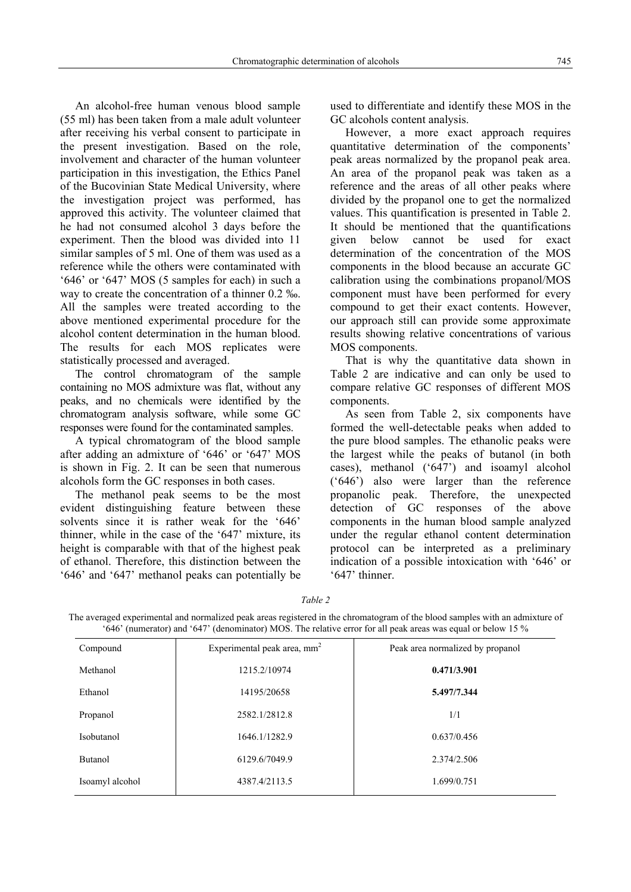An alcohol-free human venous blood sample (55 ml) has been taken from a male adult volunteer after receiving his verbal consent to participate in the present investigation. Based on the role, involvement and character of the human volunteer participation in this investigation, the Ethics Panel of the Bucovinian State Medical University, where the investigation project was performed, has approved this activity. The volunteer claimed that he had not consumed alcohol 3 days before the experiment. Then the blood was divided into 11 similar samples of 5 ml. One of them was used as a reference while the others were contaminated with '646' or '647' MOS (5 samples for each) in such a way to create the concentration of a thinner 0.2 ‰. All the samples were treated according to the above mentioned experimental procedure for the alcohol content determination in the human blood. The results for each MOS replicates were statistically processed and averaged.

The control chromatogram of the sample containing no MOS admixture was flat, without any peaks, and no chemicals were identified by the chromatogram analysis software, while some GC responses were found for the contaminated samples.

A typical chromatogram of the blood sample after adding an admixture of '646' or '647' MOS is shown in Fig. 2. It can be seen that numerous alcohols form the GC responses in both cases.

The methanol peak seems to be the most evident distinguishing feature between these solvents since it is rather weak for the '646' thinner, while in the case of the '647' mixture, its height is comparable with that of the highest peak of ethanol. Therefore, this distinction between the '646' and '647' methanol peaks can potentially be used to differentiate and identify these MOS in the GC alcohols content analysis.

However, a more exact approach requires quantitative determination of the components' peak areas normalized by the propanol peak area. An area of the propanol peak was taken as a reference and the areas of all other peaks where divided by the propanol one to get the normalized values. This quantification is presented in Table 2. It should be mentioned that the quantifications given below cannot be used for exact determination of the concentration of the MOS components in the blood because an accurate GC calibration using the combinations propanol/MOS component must have been performed for every compound to get their exact contents. However, our approach still can provide some approximate results showing relative concentrations of various MOS components.

That is why the quantitative data shown in Table 2 are indicative and can only be used to compare relative GC responses of different MOS components.

As seen from Table 2, six components have formed the well-detectable peaks when added to the pure blood samples. The ethanolic peaks were the largest while the peaks of butanol (in both cases), methanol ('647') and isoamyl alcohol ('646') also were larger than the reference propanolic peak. Therefore, the unexpected detection of GC responses of the above components in the human blood sample analyzed under the regular ethanol content determination protocol can be interpreted as a preliminary indication of a possible intoxication with '646' or '647' thinner.

*Table 2*

The averaged experimental and normalized peak areas registered in the chromatogram of the blood samples with an admixture of '646' (numerator) and '647' (denominator) MOS. The relative error for all peak areas was equal or below 15 %

| Compound | Experimental peak area, mm$^2$ | Peak area normalized by propanol |
|---|---|---|
| Methanol | 1215.2/10974 | **0.471/3.901** |
| Ethanol | 14195/20658 | **5.497/7.344** |
| Propanol | 2582.1/2812.8 | 1/1 |
| Isobutanol | 1646.1/1282.9 | 0.637/0.456 |
| Butanol | 6129.6/7049.9 | 2.374/2.506 |
| Isoamyl alcohol | 4387.4/2113.5 | 1.699/0.751 |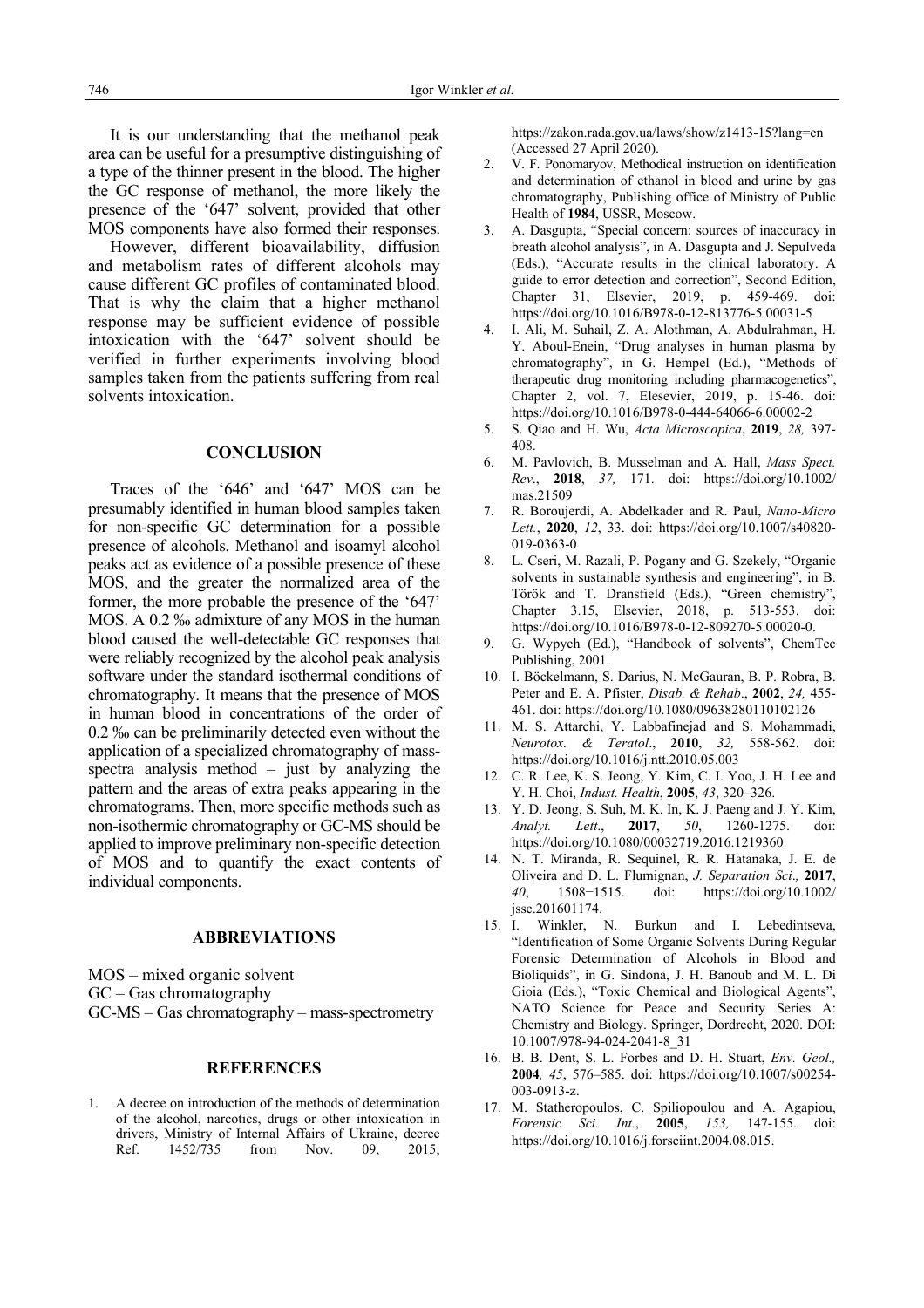It is our understanding that the methanol peak area can be useful for a presumptive distinguishing of a type of the thinner present in the blood. The higher the GC response of methanol, the more likely the presence of the '647' solvent, provided that other MOS components have also formed their responses.

However, different bioavailability, diffusion and metabolism rates of different alcohols may cause different GC profiles of contaminated blood. That is why the claim that a higher methanol response may be sufficient evidence of possible intoxication with the '647' solvent should be verified in further experiments involving blood samples taken from the patients suffering from real solvents intoxication.

## CONCLUSION

Traces of the '646' and '647' MOS can be presumably identified in human blood samples taken for non-specific GC determination for a possible presence of alcohols. Methanol and isoamyl alcohol peaks act as evidence of a possible presence of these MOS, and the greater the normalized area of the former, the more probable the presence of the '647' MOS. A 0.2 ‰ admixture of any MOS in the human blood caused the well-detectable GC responses that were reliably recognized by the alcohol peak analysis software under the standard isothermal conditions of chromatography. It means that the presence of MOS in human blood in concentrations of the order of 0.2 ‰ can be preliminarily detected even without the application of a specialized chromatography of mass-spectra analysis method – just by analyzing the pattern and the areas of extra peaks appearing in the chromatograms. Then, more specific methods such as non-isothermic chromatography or GC-MS should be applied to improve preliminary non-specific detection of MOS and to quantify the exact contents of individual components.

## ABBREVIATIONS

MOS – mixed organic solvent
GC – Gas chromatography
GC-MS – Gas chromatography – mass-spectrometry

## REFERENCES

1. A decree on introduction of the methods of determination of the alcohol, narcotics, drugs or other intoxication in drivers, Ministry of Internal Affairs of Ukraine, decree Ref. 1452/735 from Nov. 09, 2015; https://zakon.rada.gov.ua/laws/show/z1413-15?lang=en (Accessed 27 April 2020).
2. V. F. Ponomaryov, Methodical instruction on identification and determination of ethanol in blood and urine by gas chromatography, Publishing office of Ministry of Public Health of **1984**, USSR, Moscow.
3. A. Dasgupta, "Special concern: sources of inaccuracy in breath alcohol analysis", in A. Dasgupta and J. Sepulveda (Eds.), "Accurate results in the clinical laboratory. A guide to error detection and correction", Second Edition, Chapter 31, Elsevier, 2019, p. 459-469. doi: https://doi.org/10.1016/B978-0-12-813776-5.00031-5
4. I. Ali, M. Suhail, Z. A. Alothman, A. Abdulrahman, H. Y. Aboul-Enein, "Drug analyses in human plasma by chromatography", in G. Hempel (Ed.), "Methods of therapeutic drug monitoring including pharmacogenetics", Chapter 2, vol. 7, Elsevier, 2019, p. 15-46. doi: https://doi.org/10.1016/B978-0-444-64066-6.00002-2
5. S. Qiao and H. Wu, *Acta Microscopica*, **2019**, *28,* 397-408.
6. M. Pavlovich, B. Musselman and A. Hall, *Mass Spect. Rev*., **2018**, *37,* 171. doi: https://doi.org/10.1002/mas.21509
7. R. Boroujerdi, A. Abdelkader and R. Paul, *Nano-Micro Lett.*, **2020**, *12*, 33. doi: https://doi.org/10.1007/s40820-019-0363-0
8. L. Cseri, M. Razali, P. Pogany and G. Szekely, "Organic solvents in sustainable synthesis and engineering", in B. Török and T. Dransfield (Eds.), "Green chemistry", Chapter 3.15, Elsevier, 2018, p. 513-553. doi: https://doi.org/10.1016/B978-0-12-809270-5.00020-0.
9. G. Wypych (Ed.), "Handbook of solvents", ChemTec Publishing, 2001.
10. I. Böckelmann, S. Darius, N. McGauran, B. P. Robra, B. Peter and E. A. Pfister, *Disab. & Rehab*., **2002**, *24,* 455-461. doi: https://doi.org/10.1080/09638280110102126
11. M. S. Attarchi, Y. Labbafinejad and S. Mohammadi, *Neurotox. & Teratol*., **2010**, *32,* 558-562. doi: https://doi.org/10.1016/j.ntt.2010.05.003
12. C. R. Lee, K. S. Jeong, Y. Kim, C. I. Yoo, J. H. Lee and Y. H. Choi, *Indust. Health*, **2005**, *43*, 320–326.
13. Y. D. Jeong, S. Suh, M. K. In, K. J. Paeng and J. Y. Kim, *Analyt. Lett*., **2017**, *50*, 1260-1275. doi: https://doi.org/10.1080/00032719.2016.1219360
14. N. T. Miranda, R. Sequinel, R. R. Hatanaka, J. E. de Oliveira and D. L. Flumignan, *J. Separation Sci*.*,* **2017**, *40*, 1508−1515. doi: https://doi.org/10.1002/jssc.201601174.
15. I. Winkler, N. Burkun and I. Lebedintseva, "Identification of Some Organic Solvents During Regular Forensic Determination of Alcohols in Blood and Bioliquids", in G. Sindona, J. H. Banoub and M. L. Di Gioia (Eds.), "Toxic Chemical and Biological Agents", NATO Science for Peace and Security Series A: Chemistry and Biology. Springer, Dordrecht, 2020. DOI: 10.1007/978-94-024-2041-8_31
16. B. B. Dent, S. L. Forbes and D. H. Stuart, *Env. Geol.,* **2004***, 45*, 576–585. doi: https://doi.org/10.1007/s00254-003-0913-z.
17. M. Statheropoulos, C. Spiliopoulou and A. Agapiou, *Forensic Sci. Int.*, **2005**, *153,* 147-155. doi: https://doi.org/10.1016/j.forsciint.2004.08.015.